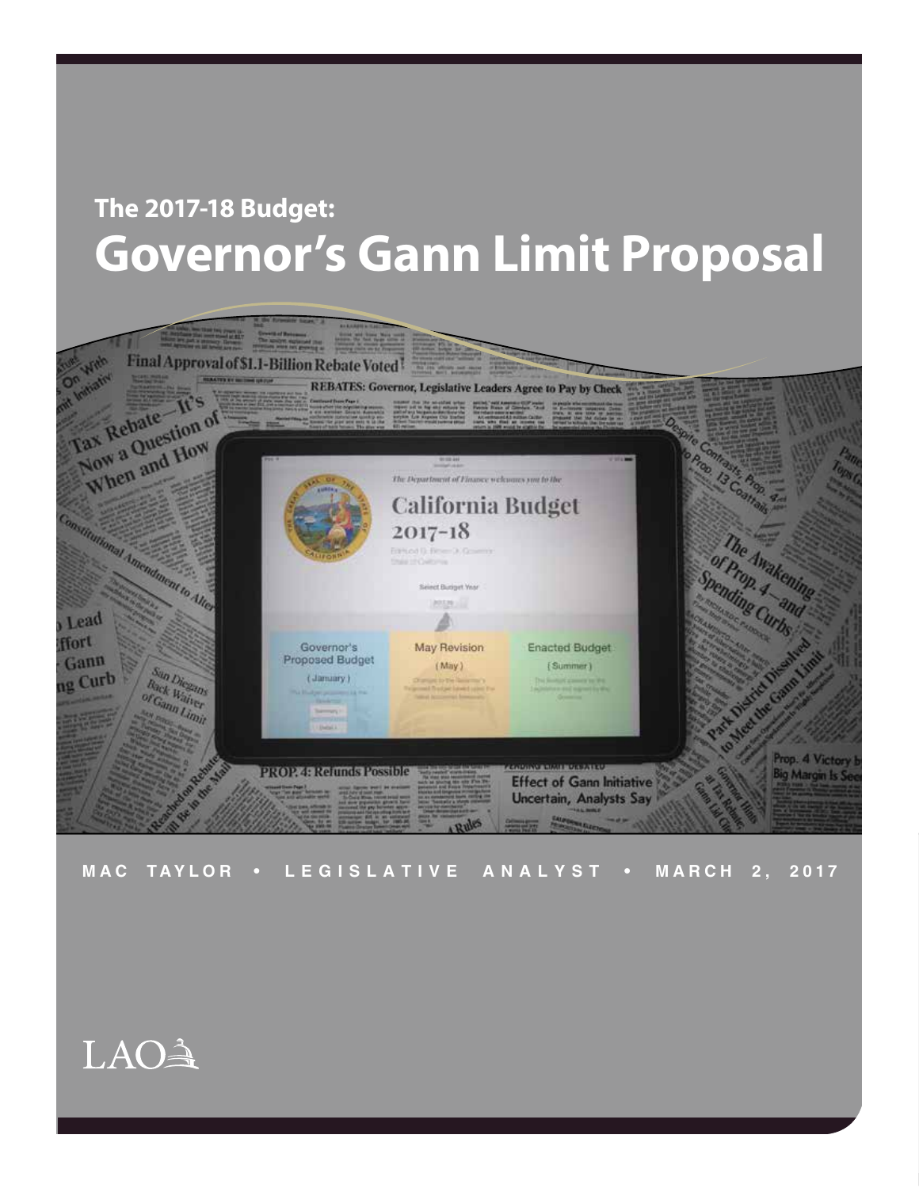**The 2017-18 Budget:**

# Governor's Gann Limit Proposal

MAC TAYLOR • LEGISLATIVE ANALYST • MARCH 2, 2017

LAO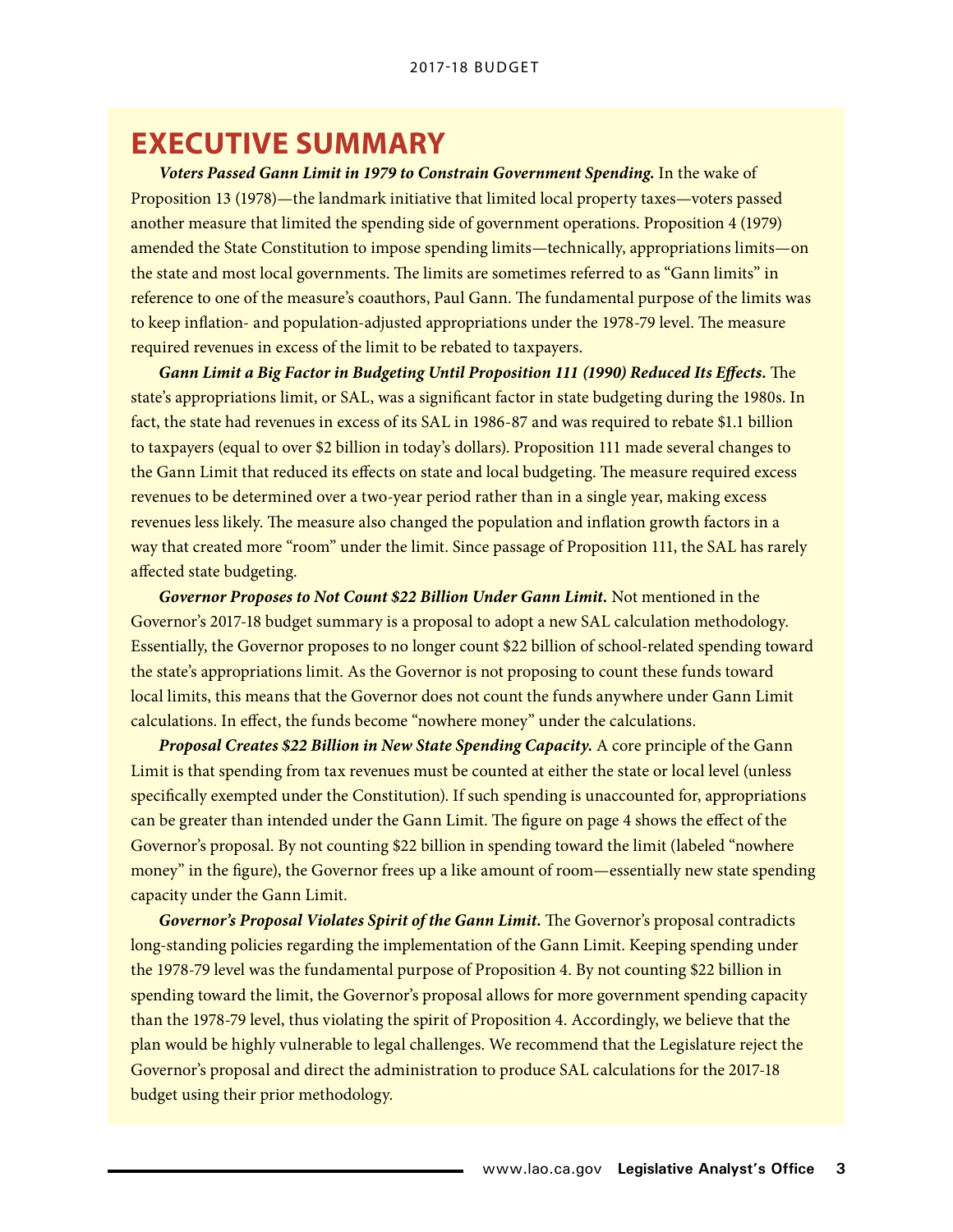# EXECUTIVE SUMMARY

***Voters Passed Gann Limit in 1979 to Constrain Government Spending.*** In the wake of Proposition 13 (1978)—the landmark initiative that limited local property taxes—voters passed another measure that limited the spending side of government operations. Proposition 4 (1979) amended the State Constitution to impose spending limits—technically, appropriations limits—on the state and most local governments. The limits are sometimes referred to as "Gann limits" in reference to one of the measure's coauthors, Paul Gann. The fundamental purpose of the limits was to keep inflation- and population-adjusted appropriations under the 1978-79 level. The measure required revenues in excess of the limit to be rebated to taxpayers.

***Gann Limit a Big Factor in Budgeting Until Proposition 111 (1990) Reduced Its Effects.*** The state's appropriations limit, or SAL, was a significant factor in state budgeting during the 1980s. In fact, the state had revenues in excess of its SAL in 1986-87 and was required to rebate $1.1 billion to taxpayers (equal to over $2 billion in today's dollars). Proposition 111 made several changes to the Gann Limit that reduced its effects on state and local budgeting. The measure required excess revenues to be determined over a two-year period rather than in a single year, making excess revenues less likely. The measure also changed the population and inflation growth factors in a way that created more "room" under the limit. Since passage of Proposition 111, the SAL has rarely affected state budgeting.

***Governor Proposes to Not Count $22 Billion Under Gann Limit.*** Not mentioned in the Governor's 2017-18 budget summary is a proposal to adopt a new SAL calculation methodology. Essentially, the Governor proposes to no longer count $22 billion of school-related spending toward the state's appropriations limit. As the Governor is not proposing to count these funds toward local limits, this means that the Governor does not count the funds anywhere under Gann Limit calculations. In effect, the funds become "nowhere money" under the calculations.

***Proposal Creates $22 Billion in New State Spending Capacity.*** A core principle of the Gann Limit is that spending from tax revenues must be counted at either the state or local level (unless specifically exempted under the Constitution). If such spending is unaccounted for, appropriations can be greater than intended under the Gann Limit. The figure on page 4 shows the effect of the Governor's proposal. By not counting $22 billion in spending toward the limit (labeled "nowhere money" in the figure), the Governor frees up a like amount of room—essentially new state spending capacity under the Gann Limit.

***Governor's Proposal Violates Spirit of the Gann Limit.*** The Governor's proposal contradicts long-standing policies regarding the implementation of the Gann Limit. Keeping spending under the 1978-79 level was the fundamental purpose of Proposition 4. By not counting $22 billion in spending toward the limit, the Governor's proposal allows for more government spending capacity than the 1978-79 level, thus violating the spirit of Proposition 4. Accordingly, we believe that the plan would be highly vulnerable to legal challenges. We recommend that the Legislature reject the Governor's proposal and direct the administration to produce SAL calculations for the 2017-18 budget using their prior methodology.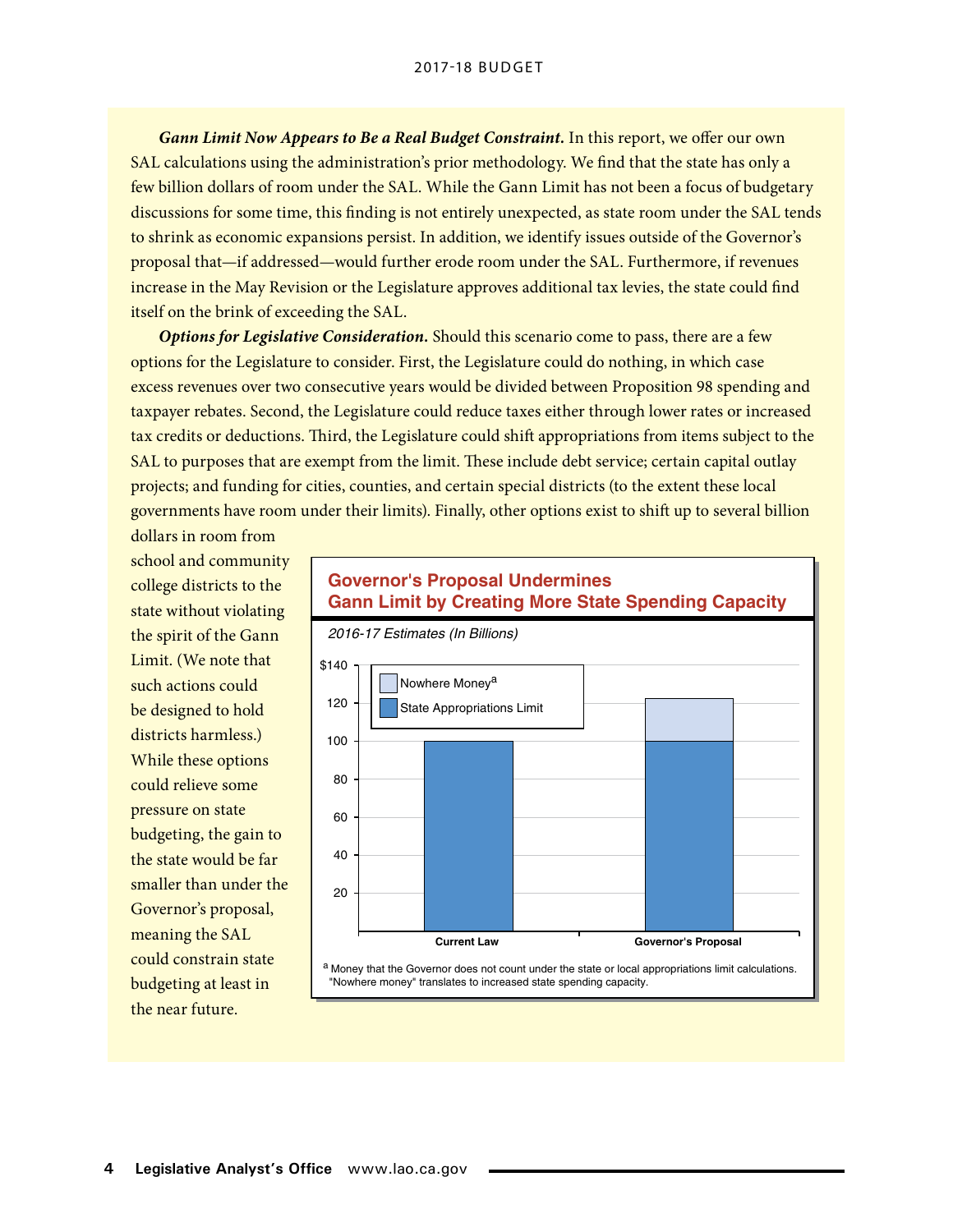***Gann Limit Now Appears to Be a Real Budget Constraint.*** In this report, we offer our own SAL calculations using the administration's prior methodology. We find that the state has only a few billion dollars of room under the SAL. While the Gann Limit has not been a focus of budgetary discussions for some time, this finding is not entirely unexpected, as state room under the SAL tends to shrink as economic expansions persist. In addition, we identify issues outside of the Governor's proposal that—if addressed—would further erode room under the SAL. Furthermore, if revenues increase in the May Revision or the Legislature approves additional tax levies, the state could find itself on the brink of exceeding the SAL.

***Options for Legislative Consideration.*** Should this scenario come to pass, there are a few options for the Legislature to consider. First, the Legislature could do nothing, in which case excess revenues over two consecutive years would be divided between Proposition 98 spending and taxpayer rebates. Second, the Legislature could reduce taxes either through lower rates or increased tax credits or deductions. Third, the Legislature could shift appropriations from items subject to the SAL to purposes that are exempt from the limit. These include debt service; certain capital outlay projects; and funding for cities, counties, and certain special districts (to the extent these local governments have room under their limits). Finally, other options exist to shift up to several billion dollars in room from school and community college districts to the state without violating the spirit of the Gann Limit. (We note that such actions could be designed to hold districts harmless.) While these options could relieve some pressure on state budgeting, the gain to the state would be far smaller than under the Governor's proposal, meaning the SAL could constrain state budgeting at least in the near future.

**Governor's Proposal Undermines Gann Limit by Creating More State Spending Capacity**

*2016-17 Estimates (In Billions)*

| | Current Law | Governor's Proposal |
|---|---|---|
| State Appropriations Limit | ~$100 | ~$100 |
| Nowhere Money[a] | — | ~$22 |

[a] Money that the Governor does not count under the state or local appropriations limit calculations. "Nowhere money" translates to increased state spending capacity.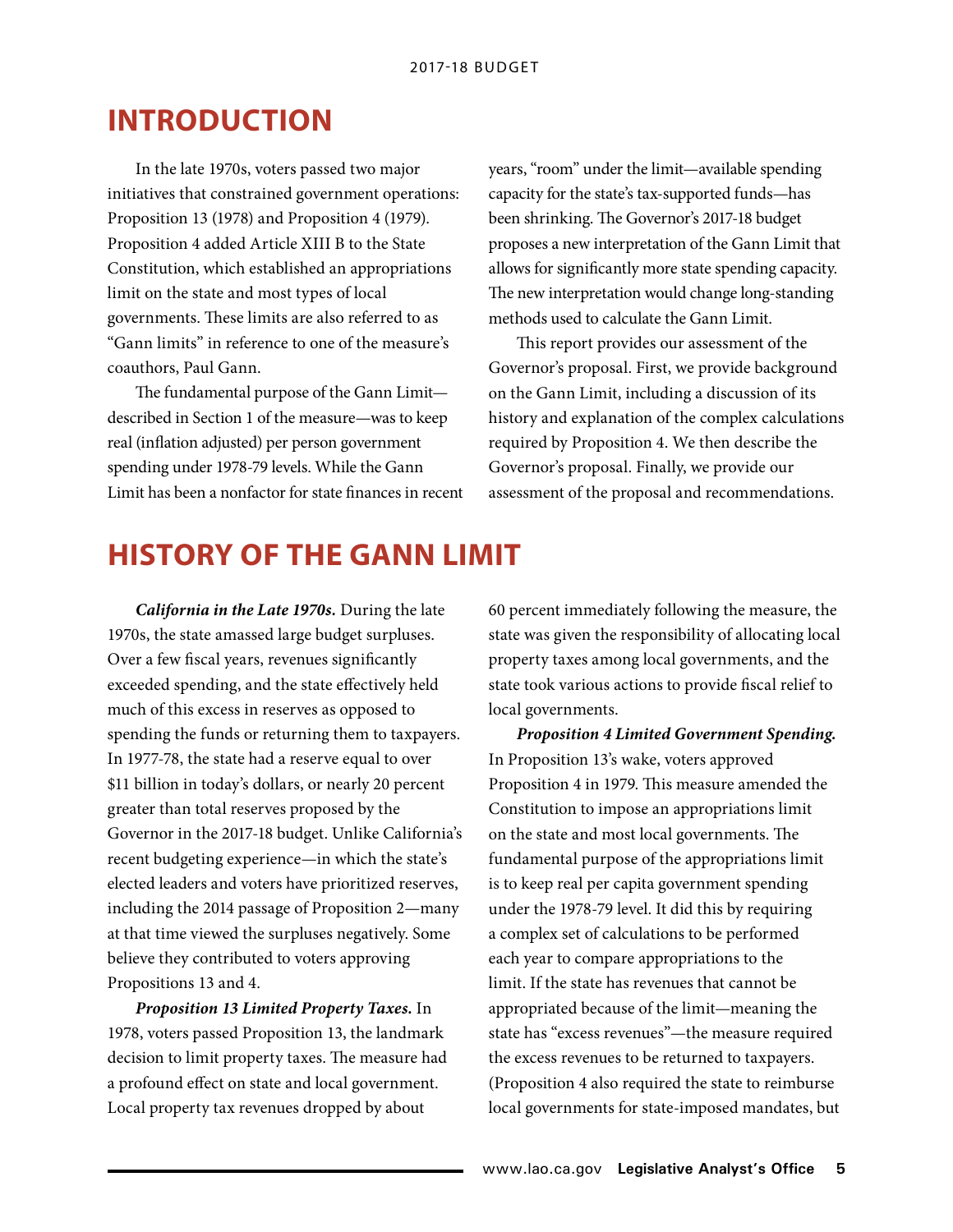# INTRODUCTION

In the late 1970s, voters passed two major initiatives that constrained government operations: Proposition 13 (1978) and Proposition 4 (1979). Proposition 4 added Article XIII B to the State Constitution, which established an appropriations limit on the state and most types of local governments. These limits are also referred to as "Gann limits" in reference to one of the measure's coauthors, Paul Gann.

The fundamental purpose of the Gann Limit—described in Section 1 of the measure—was to keep real (inflation adjusted) per person government spending under 1978-79 levels. While the Gann Limit has been a nonfactor for state finances in recent years, "room" under the limit—available spending capacity for the state's tax-supported funds—has been shrinking. The Governor's 2017-18 budget proposes a new interpretation of the Gann Limit that allows for significantly more state spending capacity. The new interpretation would change long-standing methods used to calculate the Gann Limit.

This report provides our assessment of the Governor's proposal. First, we provide background on the Gann Limit, including a discussion of its history and explanation of the complex calculations required by Proposition 4. We then describe the Governor's proposal. Finally, we provide our assessment of the proposal and recommendations.

# HISTORY OF THE GANN LIMIT

***California in the Late 1970s.*** During the late 1970s, the state amassed large budget surpluses. Over a few fiscal years, revenues significantly exceeded spending, and the state effectively held much of this excess in reserves as opposed to spending the funds or returning them to taxpayers. In 1977-78, the state had a reserve equal to over $11 billion in today's dollars, or nearly 20 percent greater than total reserves proposed by the Governor in the 2017-18 budget. Unlike California's recent budgeting experience—in which the state's elected leaders and voters have prioritized reserves, including the 2014 passage of Proposition 2—many at that time viewed the surpluses negatively. Some believe they contributed to voters approving Propositions 13 and 4.

***Proposition 13 Limited Property Taxes.*** In 1978, voters passed Proposition 13, the landmark decision to limit property taxes. The measure had a profound effect on state and local government. Local property tax revenues dropped by about 60 percent immediately following the measure, the state was given the responsibility of allocating local property taxes among local governments, and the state took various actions to provide fiscal relief to local governments.

***Proposition 4 Limited Government Spending.*** In Proposition 13's wake, voters approved Proposition 4 in 1979. This measure amended the Constitution to impose an appropriations limit on the state and most local governments. The fundamental purpose of the appropriations limit is to keep real per capita government spending under the 1978-79 level. It did this by requiring a complex set of calculations to be performed each year to compare appropriations to the limit. If the state has revenues that cannot be appropriated because of the limit—meaning the state has "excess revenues"—the measure required the excess revenues to be returned to taxpayers. (Proposition 4 also required the state to reimburse local governments for state-imposed mandates, but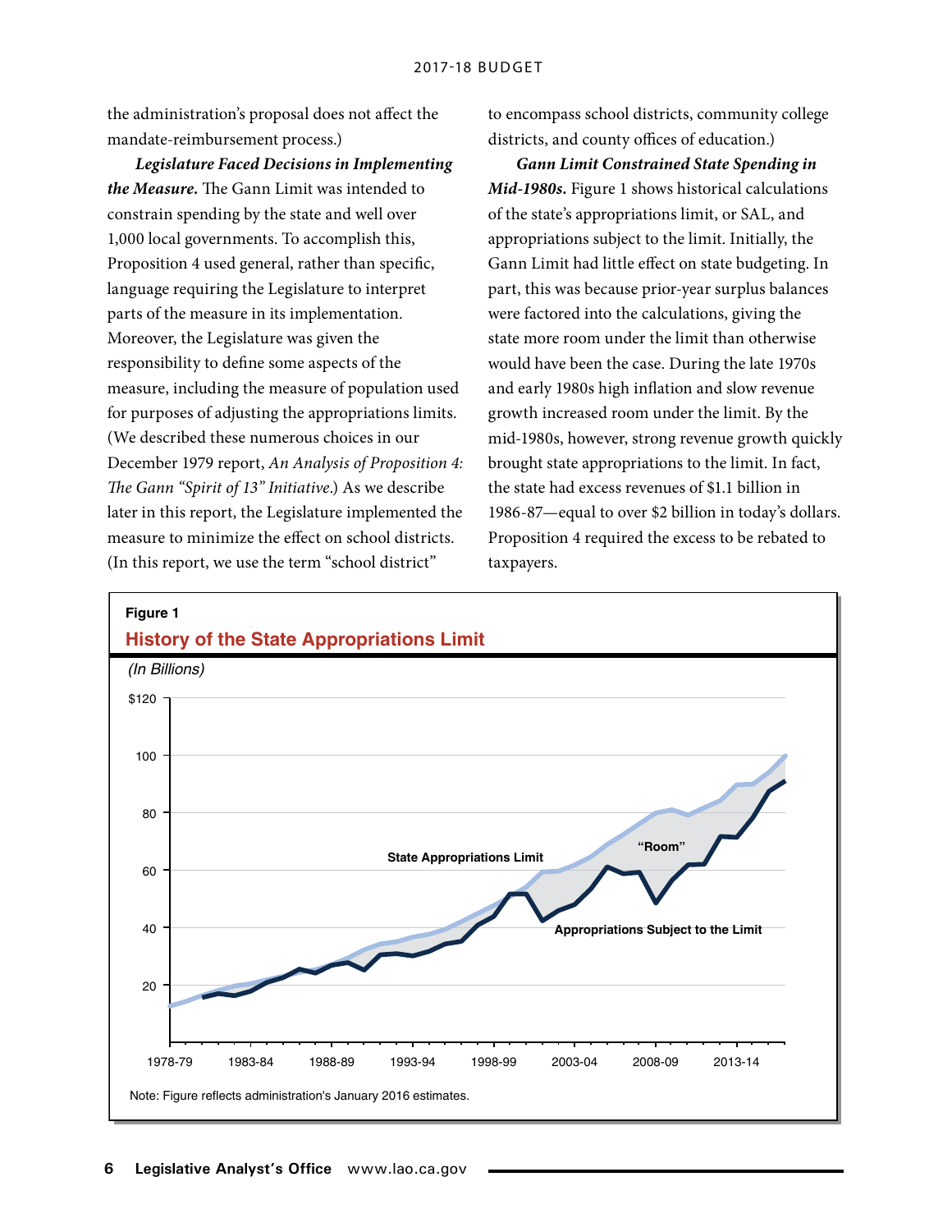the administration's proposal does not affect the mandate-reimbursement process.)

***Legislature Faced Decisions in Implementing the Measure.*** The Gann Limit was intended to constrain spending by the state and well over 1,000 local governments. To accomplish this, Proposition 4 used general, rather than specific, language requiring the Legislature to interpret parts of the measure in its implementation. Moreover, the Legislature was given the responsibility to define some aspects of the measure, including the measure of population used for purposes of adjusting the appropriations limits. (We described these numerous choices in our December 1979 report, *An Analysis of Proposition 4: The Gann "Spirit of 13" Initiative*.) As we describe later in this report, the Legislature implemented the measure to minimize the effect on school districts. (In this report, we use the term "school district" to encompass school districts, community college districts, and county offices of education.)

***Gann Limit Constrained State Spending in Mid-1980s.*** Figure 1 shows historical calculations of the state's appropriations limit, or SAL, and appropriations subject to the limit. Initially, the Gann Limit had little effect on state budgeting. In part, this was because prior-year surplus balances were factored into the calculations, giving the state more room under the limit than otherwise would have been the case. During the late 1970s and early 1980s high inflation and slow revenue growth increased room under the limit. By the mid-1980s, however, strong revenue growth quickly brought state appropriations to the limit. In fact, the state had excess revenues of $1.1 billion in 1986-87—equal to over $2 billion in today's dollars. Proposition 4 required the excess to be rebated to taxpayers.

**Figure 1**

**History of the State Appropriations Limit**

*(In Billions)*

Note: Figure reflects administration's January 2016 estimates.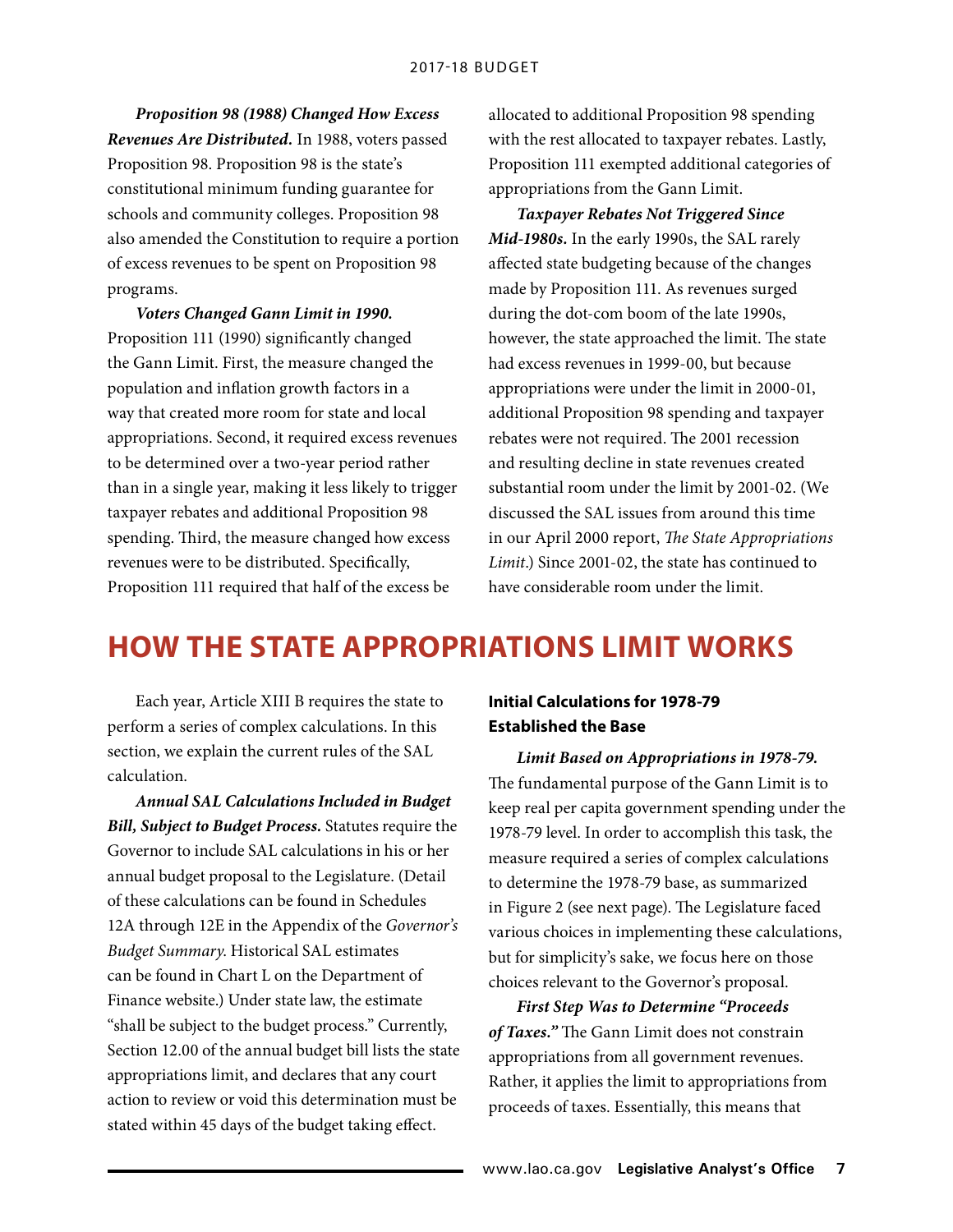***Proposition 98 (1988) Changed How Excess Revenues Are Distributed.*** In 1988, voters passed Proposition 98. Proposition 98 is the state's constitutional minimum funding guarantee for schools and community colleges. Proposition 98 also amended the Constitution to require a portion of excess revenues to be spent on Proposition 98 programs.

***Voters Changed Gann Limit in 1990.*** Proposition 111 (1990) significantly changed the Gann Limit. First, the measure changed the population and inflation growth factors in a way that created more room for state and local appropriations. Second, it required excess revenues to be determined over a two-year period rather than in a single year, making it less likely to trigger taxpayer rebates and additional Proposition 98 spending. Third, the measure changed how excess revenues were to be distributed. Specifically, Proposition 111 required that half of the excess be allocated to additional Proposition 98 spending with the rest allocated to taxpayer rebates. Lastly, Proposition 111 exempted additional categories of appropriations from the Gann Limit.

***Taxpayer Rebates Not Triggered Since Mid-1980s.*** In the early 1990s, the SAL rarely affected state budgeting because of the changes made by Proposition 111. As revenues surged during the dot-com boom of the late 1990s, however, the state approached the limit. The state had excess revenues in 1999-00, but because appropriations were under the limit in 2000-01, additional Proposition 98 spending and taxpayer rebates were not required. The 2001 recession and resulting decline in state revenues created substantial room under the limit by 2001-02. (We discussed the SAL issues from around this time in our April 2000 report, *The State Appropriations Limit*.) Since 2001-02, the state has continued to have considerable room under the limit.

# HOW THE STATE APPROPRIATIONS LIMIT WORKS

Each year, Article XIII B requires the state to perform a series of complex calculations. In this section, we explain the current rules of the SAL calculation.

***Annual SAL Calculations Included in Budget Bill, Subject to Budget Process.*** Statutes require the Governor to include SAL calculations in his or her annual budget proposal to the Legislature. (Detail of these calculations can be found in Schedules 12A through 12E in the Appendix of the *Governor's Budget Summary*. Historical SAL estimates can be found in Chart L on the Department of Finance website.) Under state law, the estimate "shall be subject to the budget process." Currently, Section 12.00 of the annual budget bill lists the state appropriations limit, and declares that any court action to review or void this determination must be stated within 45 days of the budget taking effect.

## Initial Calculations for 1978-79 Established the Base

***Limit Based on Appropriations in 1978-79.*** The fundamental purpose of the Gann Limit is to keep real per capita government spending under the 1978-79 level. In order to accomplish this task, the measure required a series of complex calculations to determine the 1978-79 base, as summarized in Figure 2 (see next page). The Legislature faced various choices in implementing these calculations, but for simplicity's sake, we focus here on those choices relevant to the Governor's proposal.

***First Step Was to Determine "Proceeds of Taxes."*** The Gann Limit does not constrain appropriations from all government revenues. Rather, it applies the limit to appropriations from proceeds of taxes. Essentially, this means that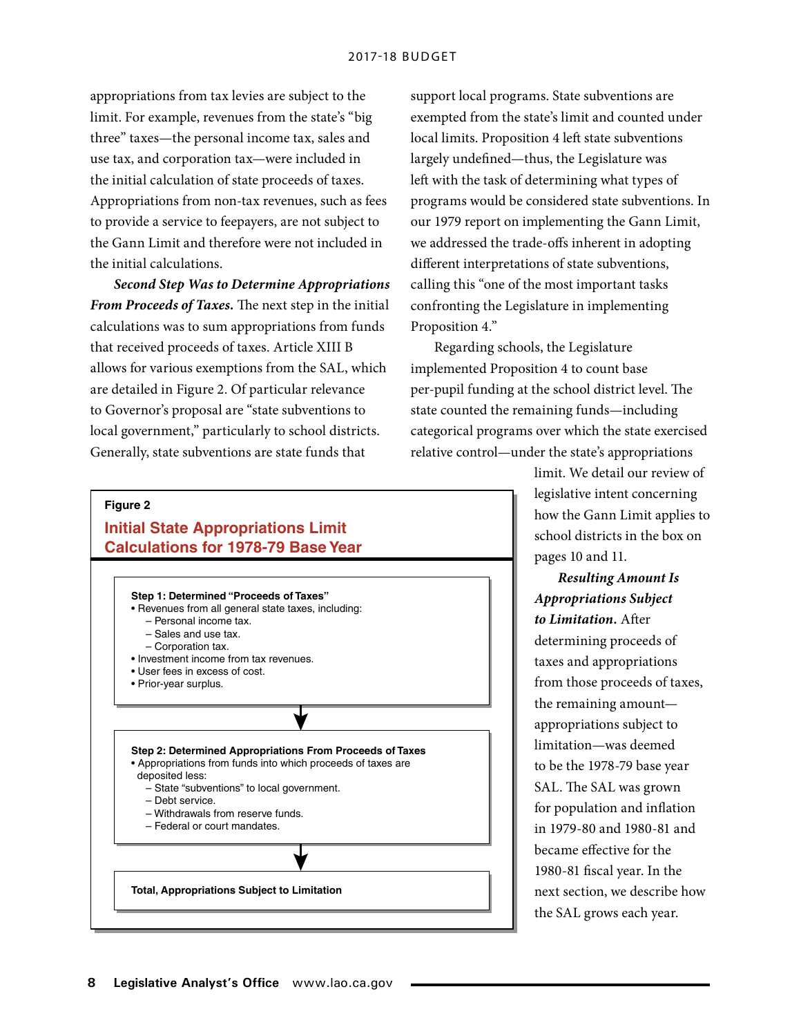appropriations from tax levies are subject to the limit. For example, revenues from the state's "big three" taxes—the personal income tax, sales and use tax, and corporation tax—were included in the initial calculation of state proceeds of taxes. Appropriations from non-tax revenues, such as fees to provide a service to feepayers, are not subject to the Gann Limit and therefore were not included in the initial calculations.

***Second Step Was to Determine Appropriations From Proceeds of Taxes.*** The next step in the initial calculations was to sum appropriations from funds that received proceeds of taxes. Article XIII B allows for various exemptions from the SAL, which are detailed in Figure 2. Of particular relevance to Governor's proposal are "state subventions to local government," particularly to school districts. Generally, state subventions are state funds that support local programs. State subventions are exempted from the state's limit and counted under local limits. Proposition 4 left state subventions largely undefined—thus, the Legislature was left with the task of determining what types of programs would be considered state subventions. In our 1979 report on implementing the Gann Limit, we addressed the trade-offs inherent in adopting different interpretations of state subventions, calling this "one of the most important tasks confronting the Legislature in implementing Proposition 4."

Regarding schools, the Legislature implemented Proposition 4 to count base per-pupil funding at the school district level. The state counted the remaining funds—including categorical programs over which the state exercised relative control—under the state's appropriations limit. We detail our review of legislative intent concerning how the Gann Limit applies to school districts in the box on pages 10 and 11.

***Resulting Amount Is Appropriations Subject to Limitation.*** After determining proceeds of taxes and appropriations from those proceeds of taxes, the remaining amount—appropriations subject to limitation—was deemed to be the 1978-79 base year SAL. The SAL was grown for population and inflation in 1979-80 and 1980-81 and became effective for the 1980-81 fiscal year. In the next section, we describe how the SAL grows each year.

**Figure 2**

**Initial State Appropriations Limit Calculations for 1978-79 Base Year**

**Step 1: Determined "Proceeds of Taxes"**

- Revenues from all general state taxes, including:
  - Personal income tax.
  - Sales and use tax.
  - Corporation tax.
- Investment income from tax revenues.
- User fees in excess of cost.
- Prior-year surplus.

↓

**Step 2: Determined Appropriations From Proceeds of Taxes**

- Appropriations from funds into which proceeds of taxes are deposited less:
  - State "subventions" to local government.
  - Debt service.
  - Withdrawals from reserve funds.
  - Federal or court mandates.

↓

**Total, Appropriations Subject to Limitation**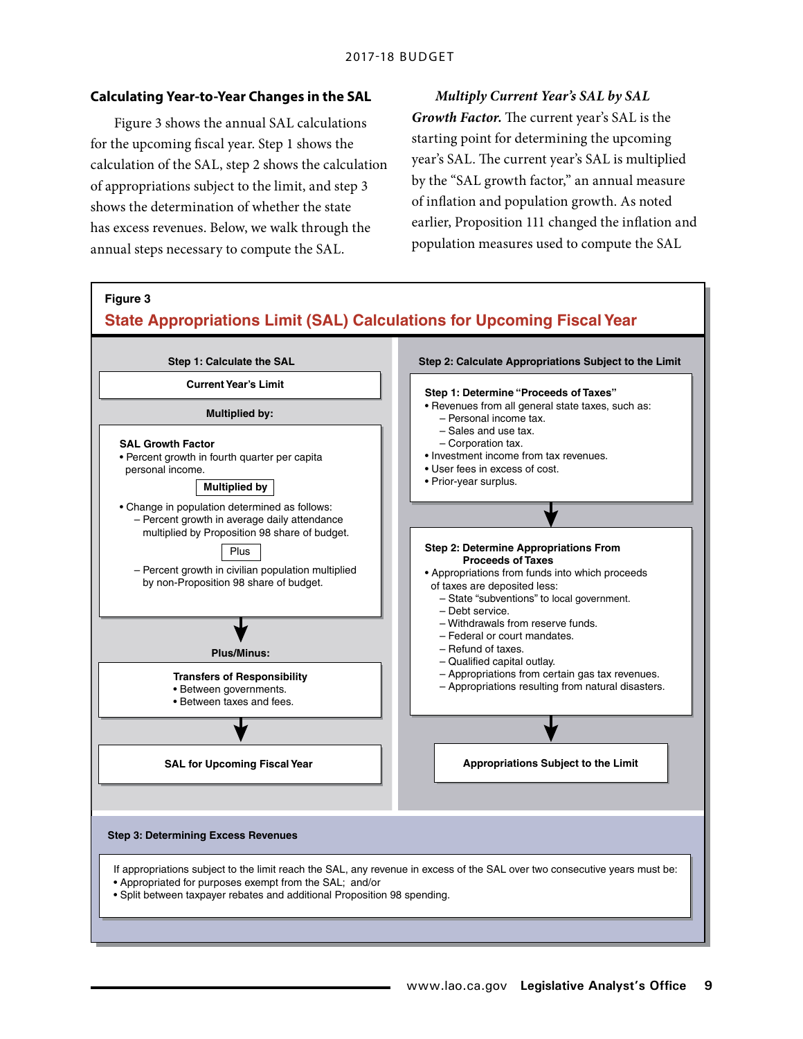### Calculating Year-to-Year Changes in the SAL

Figure 3 shows the annual SAL calculations for the upcoming fiscal year. Step 1 shows the calculation of the SAL, step 2 shows the calculation of appropriations subject to the limit, and step 3 shows the determination of whether the state has excess revenues. Below, we walk through the annual steps necessary to compute the SAL.

***Multiply Current Year's SAL by SAL Growth Factor.*** The current year's SAL is the starting point for determining the upcoming year's SAL. The current year's SAL is multiplied by the "SAL growth factor," an annual measure of inflation and population growth. As noted earlier, Proposition 111 changed the inflation and population measures used to compute the SAL

**Figure 3**

**State Appropriations Limit (SAL) Calculations for Upcoming Fiscal Year**

**Step 1: Calculate the SAL**

**Current Year's Limit**

**Multiplied by:**

**SAL Growth Factor**

- Percent growth in fourth quarter per capita personal income.

**Multiplied by**

- Change in population determined as follows:
  - Percent growth in average daily attendance multiplied by Proposition 98 share of budget.

  Plus

  - Percent growth in civilian population multiplied by non-Proposition 98 share of budget.

**Plus/Minus:**

**Transfers of Responsibility**

- Between governments.
- Between taxes and fees.

**SAL for Upcoming Fiscal Year**

**Step 2: Calculate Appropriations Subject to the Limit**

**Step 1: Determine "Proceeds of Taxes"**

- Revenues from all general state taxes, such as:
  - Personal income tax.
  - Sales and use tax.
  - Corporation tax.
- Investment income from tax revenues.
- User fees in excess of cost.
- Prior-year surplus.

**Step 2: Determine Appropriations From Proceeds of Taxes**

- Appropriations from funds into which proceeds of taxes are deposited less:
  - State "subventions" to local government.
  - Debt service.
  - Withdrawals from reserve funds.
  - Federal or court mandates.
  - Refund of taxes.
  - Qualified capital outlay.
  - Appropriations from certain gas tax revenues.
  - Appropriations resulting from natural disasters.

**Appropriations Subject to the Limit**

**Step 3: Determining Excess Revenues**

If appropriations subject to the limit reach the SAL, any revenue in excess of the SAL over two consecutive years must be:

- Appropriated for purposes exempt from the SAL; and/or
- Split between taxpayer rebates and additional Proposition 98 spending.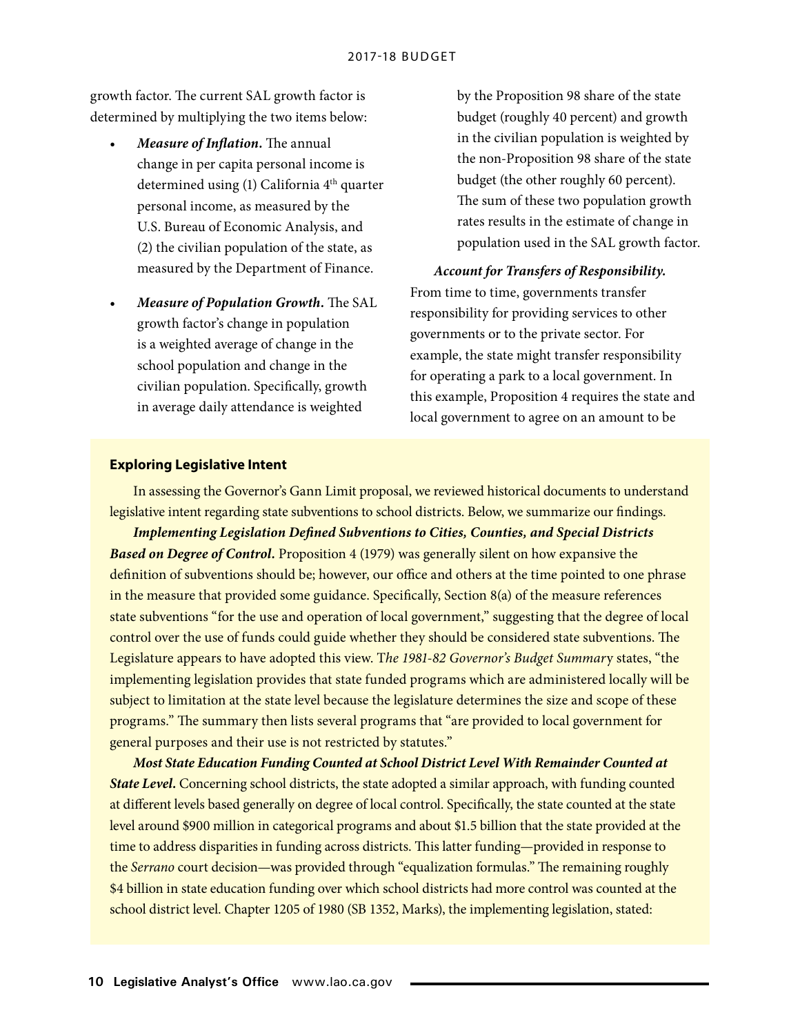growth factor. The current SAL growth factor is determined by multiplying the two items below:

- ***Measure of Inflation.*** The annual change in per capita personal income is determined using (1) California 4th quarter personal income, as measured by the U.S. Bureau of Economic Analysis, and (2) the civilian population of the state, as measured by the Department of Finance.

- ***Measure of Population Growth.*** The SAL growth factor's change in population is a weighted average of change in the school population and change in the civilian population. Specifically, growth in average daily attendance is weighted by the Proposition 98 share of the state budget (roughly 40 percent) and growth in the civilian population is weighted by the non-Proposition 98 share of the state budget (the other roughly 60 percent). The sum of these two population growth rates results in the estimate of change in population used in the SAL growth factor.

***Account for Transfers of Responsibility.*** From time to time, governments transfer responsibility for providing services to other governments or to the private sector. For example, the state might transfer responsibility for operating a park to a local government. In this example, Proposition 4 requires the state and local government to agree on an amount to be

**Exploring Legislative Intent**

In assessing the Governor's Gann Limit proposal, we reviewed historical documents to understand legislative intent regarding state subventions to school districts. Below, we summarize our findings.

***Implementing Legislation Defined Subventions to Cities, Counties, and Special Districts Based on Degree of Control.*** Proposition 4 (1979) was generally silent on how expansive the definition of subventions should be; however, our office and others at the time pointed to one phrase in the measure that provided some guidance. Specifically, Section 8(a) of the measure references state subventions "for the use and operation of local government," suggesting that the degree of local control over the use of funds could guide whether they should be considered state subventions. The Legislature appears to have adopted this view. T*he 1981-82 Governor's Budget Summar*y states, "the implementing legislation provides that state funded programs which are administered locally will be subject to limitation at the state level because the legislature determines the size and scope of these programs." The summary then lists several programs that "are provided to local government for general purposes and their use is not restricted by statutes."

***Most State Education Funding Counted at School District Level With Remainder Counted at State Level.*** Concerning school districts, the state adopted a similar approach, with funding counted at different levels based generally on degree of local control. Specifically, the state counted at the state level around $900 million in categorical programs and about $1.5 billion that the state provided at the time to address disparities in funding across districts. This latter funding—provided in response to the *Serrano* court decision—was provided through "equalization formulas." The remaining roughly $4 billion in state education funding over which school districts had more control was counted at the school district level. Chapter 1205 of 1980 (SB 1352, Marks), the implementing legislation, stated: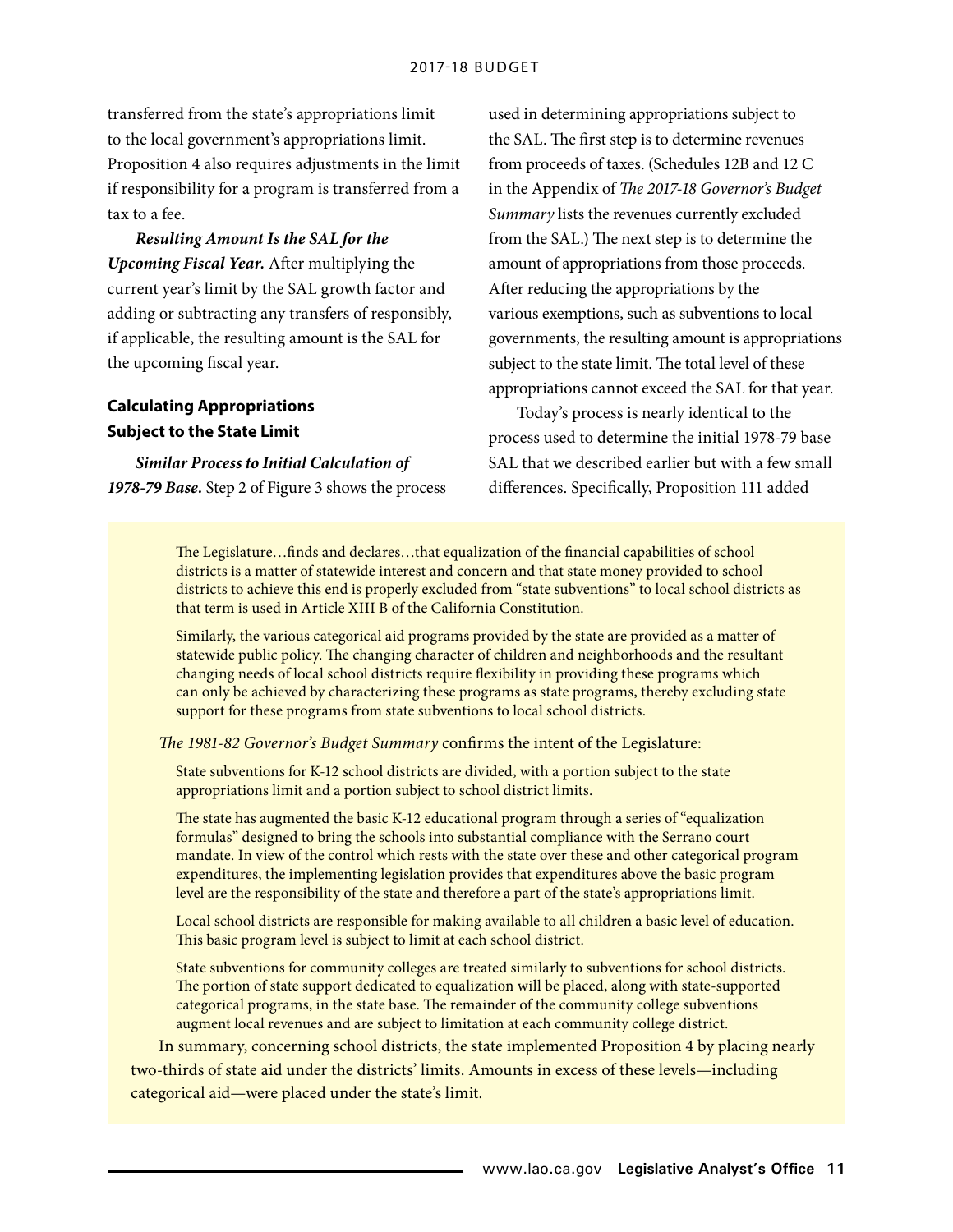transferred from the state's appropriations limit to the local government's appropriations limit. Proposition 4 also requires adjustments in the limit if responsibility for a program is transferred from a tax to a fee.

***Resulting Amount Is the SAL for the Upcoming Fiscal Year.*** After multiplying the current year's limit by the SAL growth factor and adding or subtracting any transfers of responsibly, if applicable, the resulting amount is the SAL for the upcoming fiscal year.

### Calculating Appropriations Subject to the State Limit

***Similar Process to Initial Calculation of 1978-79 Base.*** Step 2 of Figure 3 shows the process used in determining appropriations subject to the SAL. The first step is to determine revenues from proceeds of taxes. (Schedules 12B and 12 C in the Appendix of *The 2017-18 Governor's Budget Summary* lists the revenues currently excluded from the SAL.) The next step is to determine the amount of appropriations from those proceeds. After reducing the appropriations by the various exemptions, such as subventions to local governments, the resulting amount is appropriations subject to the state limit. The total level of these appropriations cannot exceed the SAL for that year.

Today's process is nearly identical to the process used to determine the initial 1978-79 base SAL that we described earlier but with a few small differences. Specifically, Proposition 111 added

> The Legislature…finds and declares…that equalization of the financial capabilities of school districts is a matter of statewide interest and concern and that state money provided to school districts to achieve this end is properly excluded from "state subventions" to local school districts as that term is used in Article XIII B of the California Constitution.
>
> Similarly, the various categorical aid programs provided by the state are provided as a matter of statewide public policy. The changing character of children and neighborhoods and the resultant changing needs of local school districts require flexibility in providing these programs which can only be achieved by characterizing these programs as state programs, thereby excluding state support for these programs from state subventions to local school districts.

*The 1981-82 Governor's Budget Summary* confirms the intent of the Legislature:

> State subventions for K-12 school districts are divided, with a portion subject to the state appropriations limit and a portion subject to school district limits.
>
> The state has augmented the basic K-12 educational program through a series of "equalization formulas" designed to bring the schools into substantial compliance with the Serrano court mandate. In view of the control which rests with the state over these and other categorical program expenditures, the implementing legislation provides that expenditures above the basic program level are the responsibility of the state and therefore a part of the state's appropriations limit.
>
> Local school districts are responsible for making available to all children a basic level of education. This basic program level is subject to limit at each school district.
>
> State subventions for community colleges are treated similarly to subventions for school districts. The portion of state support dedicated to equalization will be placed, along with state-supported categorical programs, in the state base. The remainder of the community college subventions augment local revenues and are subject to limitation at each community college district.

In summary, concerning school districts, the state implemented Proposition 4 by placing nearly two-thirds of state aid under the districts' limits. Amounts in excess of these levels—including categorical aid—were placed under the state's limit.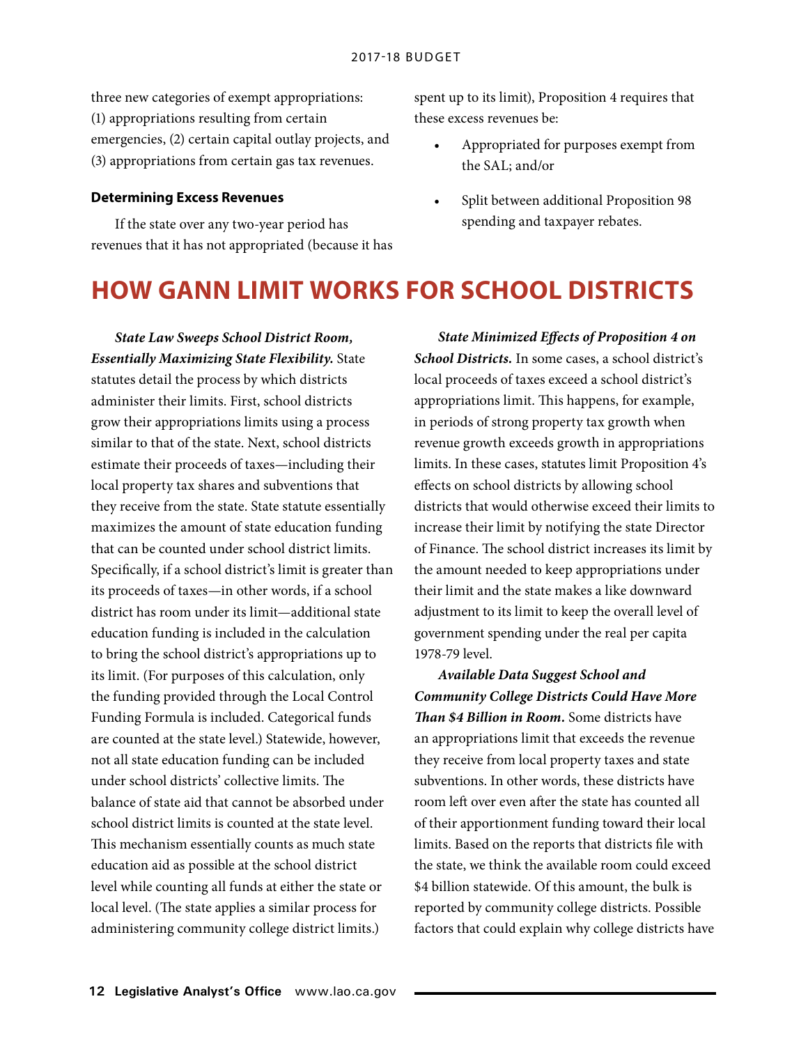three new categories of exempt appropriations: (1) appropriations resulting from certain emergencies, (2) certain capital outlay projects, and (3) appropriations from certain gas tax revenues.

### Determining Excess Revenues

If the state over any two-year period has revenues that it has not appropriated (because it has spent up to its limit), Proposition 4 requires that these excess revenues be:

- Appropriated for purposes exempt from the SAL; and/or
- Split between additional Proposition 98 spending and taxpayer rebates.

# HOW GANN LIMIT WORKS FOR SCHOOL DISTRICTS

***State Law Sweeps School District Room, Essentially Maximizing State Flexibility.*** State statutes detail the process by which districts administer their limits. First, school districts grow their appropriations limits using a process similar to that of the state. Next, school districts estimate their proceeds of taxes—including their local property tax shares and subventions that they receive from the state. State statute essentially maximizes the amount of state education funding that can be counted under school district limits. Specifically, if a school district's limit is greater than its proceeds of taxes—in other words, if a school district has room under its limit—additional state education funding is included in the calculation to bring the school district's appropriations up to its limit. (For purposes of this calculation, only the funding provided through the Local Control Funding Formula is included. Categorical funds are counted at the state level.) Statewide, however, not all state education funding can be included under school districts' collective limits. The balance of state aid that cannot be absorbed under school district limits is counted at the state level. This mechanism essentially counts as much state education aid as possible at the school district level while counting all funds at either the state or local level. (The state applies a similar process for administering community college district limits.)

***State Minimized Effects of Proposition 4 on School Districts.*** In some cases, a school district's local proceeds of taxes exceed a school district's appropriations limit. This happens, for example, in periods of strong property tax growth when revenue growth exceeds growth in appropriations limits. In these cases, statutes limit Proposition 4's effects on school districts by allowing school districts that would otherwise exceed their limits to increase their limit by notifying the state Director of Finance. The school district increases its limit by the amount needed to keep appropriations under their limit and the state makes a like downward adjustment to its limit to keep the overall level of government spending under the real per capita 1978-79 level.

***Available Data Suggest School and Community College Districts Could Have More Than $4 Billion in Room.*** Some districts have an appropriations limit that exceeds the revenue they receive from local property taxes and state subventions. In other words, these districts have room left over even after the state has counted all of their apportionment funding toward their local limits. Based on the reports that districts file with the state, we think the available room could exceed $4 billion statewide. Of this amount, the bulk is reported by community college districts. Possible factors that could explain why college districts have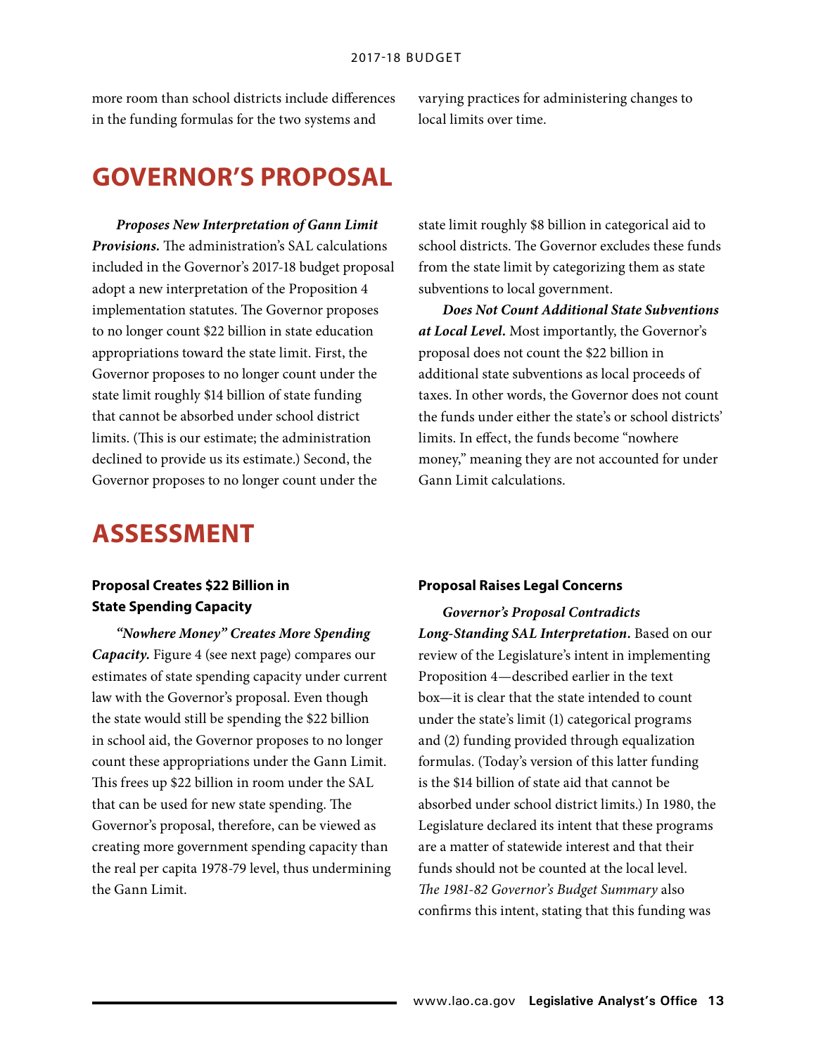more room than school districts include differences in the funding formulas for the two systems and varying practices for administering changes to local limits over time.

# GOVERNOR'S PROPOSAL

***Proposes New Interpretation of Gann Limit Provisions.*** The administration's SAL calculations included in the Governor's 2017-18 budget proposal adopt a new interpretation of the Proposition 4 implementation statutes. The Governor proposes to no longer count $22 billion in state education appropriations toward the state limit. First, the Governor proposes to no longer count under the state limit roughly $14 billion of state funding that cannot be absorbed under school district limits. (This is our estimate; the administration declined to provide us its estimate.) Second, the Governor proposes to no longer count under the state limit roughly $8 billion in categorical aid to school districts. The Governor excludes these funds from the state limit by categorizing them as state subventions to local government.

***Does Not Count Additional State Subventions at Local Level.*** Most importantly, the Governor's proposal does not count the $22 billion in additional state subventions as local proceeds of taxes. In other words, the Governor does not count the funds under either the state's or school districts' limits. In effect, the funds become "nowhere money," meaning they are not accounted for under Gann Limit calculations.

# ASSESSMENT

**Proposal Creates $22 Billion in State Spending Capacity**

***"Nowhere Money" Creates More Spending Capacity.*** Figure 4 (see next page) compares our estimates of state spending capacity under current law with the Governor's proposal. Even though the state would still be spending the $22 billion in school aid, the Governor proposes to no longer count these appropriations under the Gann Limit. This frees up $22 billion in room under the SAL that can be used for new state spending. The Governor's proposal, therefore, can be viewed as creating more government spending capacity than the real per capita 1978-79 level, thus undermining the Gann Limit.

**Proposal Raises Legal Concerns**

***Governor's Proposal Contradicts Long-Standing SAL Interpretation.*** Based on our review of the Legislature's intent in implementing Proposition 4—described earlier in the text box—it is clear that the state intended to count under the state's limit (1) categorical programs and (2) funding provided through equalization formulas. (Today's version of this latter funding is the $14 billion of state aid that cannot be absorbed under school district limits.) In 1980, the Legislature declared its intent that these programs are a matter of statewide interest and that their funds should not be counted at the local level. *The 1981-82 Governor's Budget Summary* also confirms this intent, stating that this funding was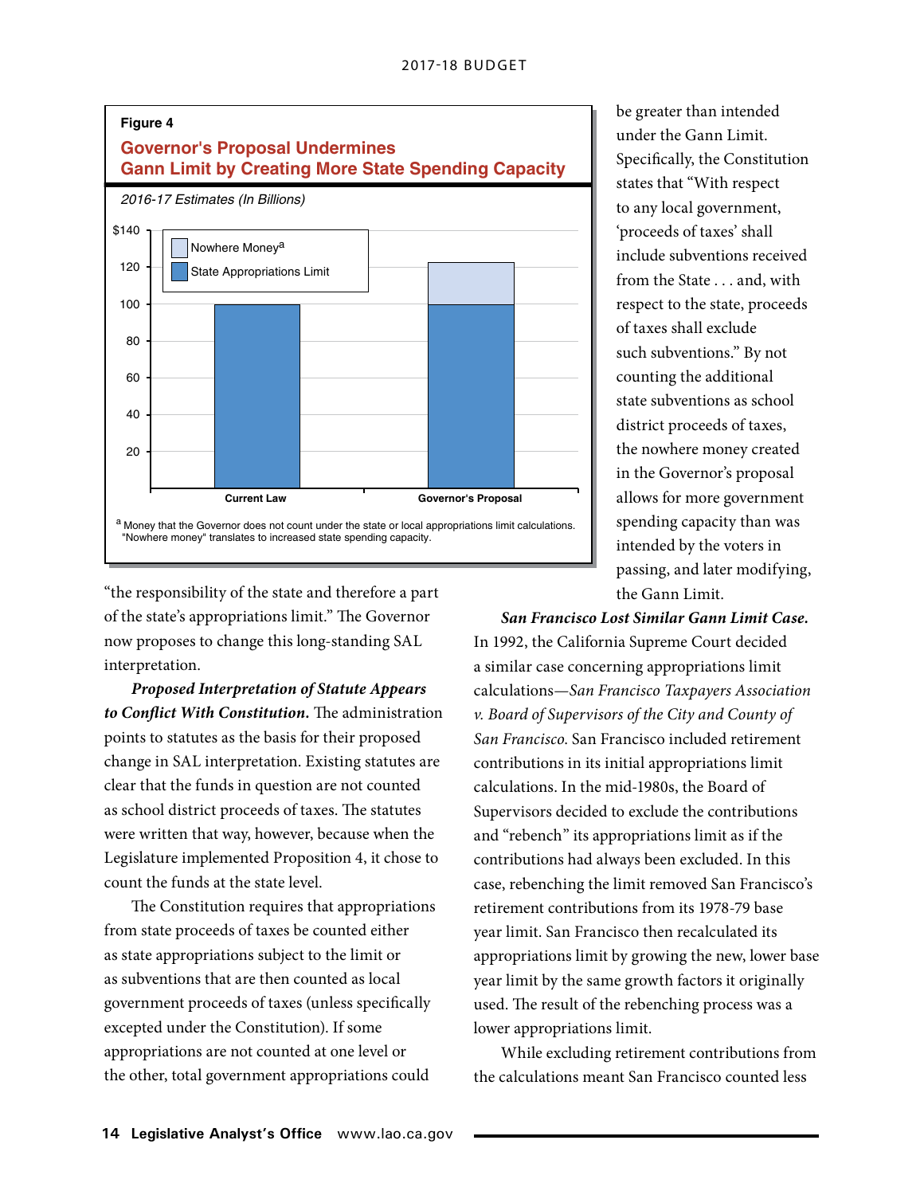**Figure 4**

**Governor's Proposal Undermines Gann Limit by Creating More State Spending Capacity**

*2016-17 Estimates (In Billions)*

[a] Money that the Governor does not count under the state or local appropriations limit calculations. "Nowhere money" translates to increased state spending capacity.

"the responsibility of the state and therefore a part of the state's appropriations limit." The Governor now proposes to change this long-standing SAL interpretation.

***Proposed Interpretation of Statute Appears to Conflict With Constitution.*** The administration points to statutes as the basis for their proposed change in SAL interpretation. Existing statutes are clear that the funds in question are not counted as school district proceeds of taxes. The statutes were written that way, however, because when the Legislature implemented Proposition 4, it chose to count the funds at the state level.

The Constitution requires that appropriations from state proceeds of taxes be counted either as state appropriations subject to the limit or as subventions that are then counted as local government proceeds of taxes (unless specifically excepted under the Constitution). If some appropriations are not counted at one level or the other, total government appropriations could be greater than intended under the Gann Limit. Specifically, the Constitution states that "With respect to any local government, 'proceeds of taxes' shall include subventions received from the State . . . and, with respect to the state, proceeds of taxes shall exclude such subventions." By not counting the additional state subventions as school district proceeds of taxes, the nowhere money created in the Governor's proposal allows for more government spending capacity than was intended by the voters in passing, and later modifying, the Gann Limit.

***San Francisco Lost Similar Gann Limit Case.*** In 1992, the California Supreme Court decided a similar case concerning appropriations limit calculations—*San Francisco Taxpayers Association v. Board of Supervisors of the City and County of San Francisco*. San Francisco included retirement contributions in its initial appropriations limit calculations. In the mid-1980s, the Board of Supervisors decided to exclude the contributions and "rebench" its appropriations limit as if the contributions had always been excluded. In this case, rebenching the limit removed San Francisco's retirement contributions from its 1978-79 base year limit. San Francisco then recalculated its appropriations limit by growing the new, lower base year limit by the same growth factors it originally used. The result of the rebenching process was a lower appropriations limit.

While excluding retirement contributions from the calculations meant San Francisco counted less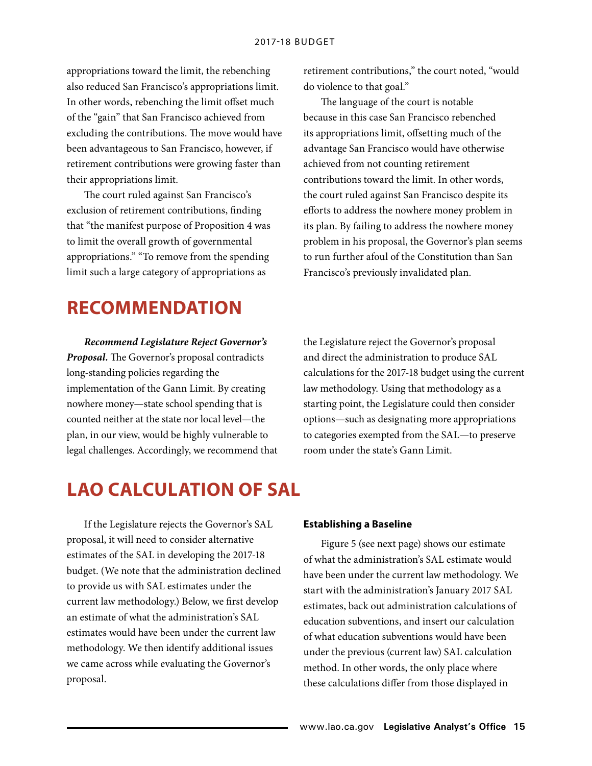appropriations toward the limit, the rebenching also reduced San Francisco's appropriations limit. In other words, rebenching the limit offset much of the "gain" that San Francisco achieved from excluding the contributions. The move would have been advantageous to San Francisco, however, if retirement contributions were growing faster than their appropriations limit.

The court ruled against San Francisco's exclusion of retirement contributions, finding that "the manifest purpose of Proposition 4 was to limit the overall growth of governmental appropriations." "To remove from the spending limit such a large category of appropriations as retirement contributions," the court noted, "would do violence to that goal."

The language of the court is notable because in this case San Francisco rebenched its appropriations limit, offsetting much of the advantage San Francisco would have otherwise achieved from not counting retirement contributions toward the limit. In other words, the court ruled against San Francisco despite its efforts to address the nowhere money problem in its plan. By failing to address the nowhere money problem in his proposal, the Governor's plan seems to run further afoul of the Constitution than San Francisco's previously invalidated plan.

# RECOMMENDATION

***Recommend Legislature Reject Governor's Proposal.*** The Governor's proposal contradicts long-standing policies regarding the implementation of the Gann Limit. By creating nowhere money—state school spending that is counted neither at the state nor local level—the plan, in our view, would be highly vulnerable to legal challenges. Accordingly, we recommend that the Legislature reject the Governor's proposal and direct the administration to produce SAL calculations for the 2017-18 budget using the current law methodology. Using that methodology as a starting point, the Legislature could then consider options—such as designating more appropriations to categories exempted from the SAL—to preserve room under the state's Gann Limit.

# LAO CALCULATION OF SAL

If the Legislature rejects the Governor's SAL proposal, it will need to consider alternative estimates of the SAL in developing the 2017-18 budget. (We note that the administration declined to provide us with SAL estimates under the current law methodology.) Below, we first develop an estimate of what the administration's SAL estimates would have been under the current law methodology. We then identify additional issues we came across while evaluating the Governor's proposal.

### Establishing a Baseline

Figure 5 (see next page) shows our estimate of what the administration's SAL estimate would have been under the current law methodology. We start with the administration's January 2017 SAL estimates, back out administration calculations of education subventions, and insert our calculation of what education subventions would have been under the previous (current law) SAL calculation method. In other words, the only place where these calculations differ from those displayed in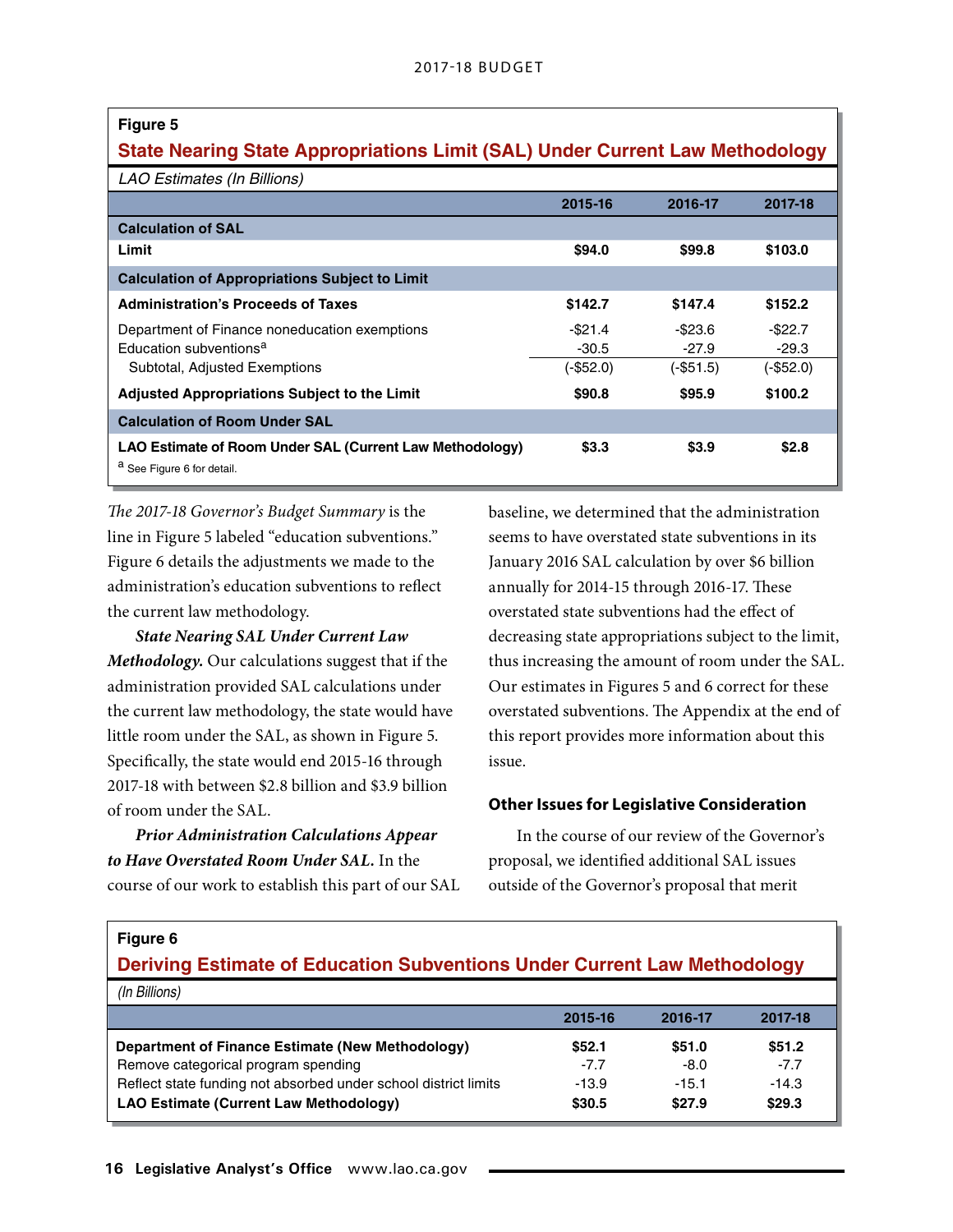**Figure 5**

**State Nearing State Appropriations Limit (SAL) Under Current Law Methodology**

*LAO Estimates (In Billions)*

| | 2015-16 | 2016-17 | 2017-18 |
|---|---|---|---|
| **Calculation of SAL** | | | |
| **Limit** | **$94.0** | **$99.8** | **$103.0** |
| **Calculation of Appropriations Subject to Limit** | | | |
| **Administration's Proceeds of Taxes** | **$142.7** | **$147.4** | **$152.2** |
| Department of Finance noneducation exemptions | -$21.4 | -$23.6 | -$22.7 |
| Education subventions[a] | -30.5 | -27.9 | -29.3 |
| Subtotal, Adjusted Exemptions | (-$52.0) | (-$51.5) | (-$52.0) |
| **Adjusted Appropriations Subject to the Limit** | **$90.8** | **$95.9** | **$100.2** |
| **Calculation of Room Under SAL** | | | |
| **LAO Estimate of Room Under SAL (Current Law Methodology)** | **$3.3** | **$3.9** | **$2.8** |

[a] See Figure 6 for detail.

*The 2017-18 Governor's Budget Summary* is the line in Figure 5 labeled "education subventions." Figure 6 details the adjustments we made to the administration's education subventions to reflect the current law methodology.

***State Nearing SAL Under Current Law Methodology.*** Our calculations suggest that if the administration provided SAL calculations under the current law methodology, the state would have little room under the SAL, as shown in Figure 5. Specifically, the state would end 2015-16 through 2017-18 with between $2.8 billion and $3.9 billion of room under the SAL.

***Prior Administration Calculations Appear to Have Overstated Room Under SAL.*** In the course of our work to establish this part of our SAL baseline, we determined that the administration seems to have overstated state subventions in its January 2016 SAL calculation by over $6 billion annually for 2014-15 through 2016-17. These overstated state subventions had the effect of decreasing state appropriations subject to the limit, thus increasing the amount of room under the SAL. Our estimates in Figures 5 and 6 correct for these overstated subventions. The Appendix at the end of this report provides more information about this issue.

### Other Issues for Legislative Consideration

In the course of our review of the Governor's proposal, we identified additional SAL issues outside of the Governor's proposal that merit

**Figure 6**

**Deriving Estimate of Education Subventions Under Current Law Methodology**

*(In Billions)*

| | 2015-16 | 2016-17 | 2017-18 |
|---|---|---|---|
| **Department of Finance Estimate (New Methodology)** | **$52.1** | **$51.0** | **$51.2** |
| Remove categorical program spending | -7.7 | -8.0 | -7.7 |
| Reflect state funding not absorbed under school district limits | -13.9 | -15.1 | -14.3 |
| **LAO Estimate (Current Law Methodology)** | **$30.5** | **$27.9** | **$29.3** |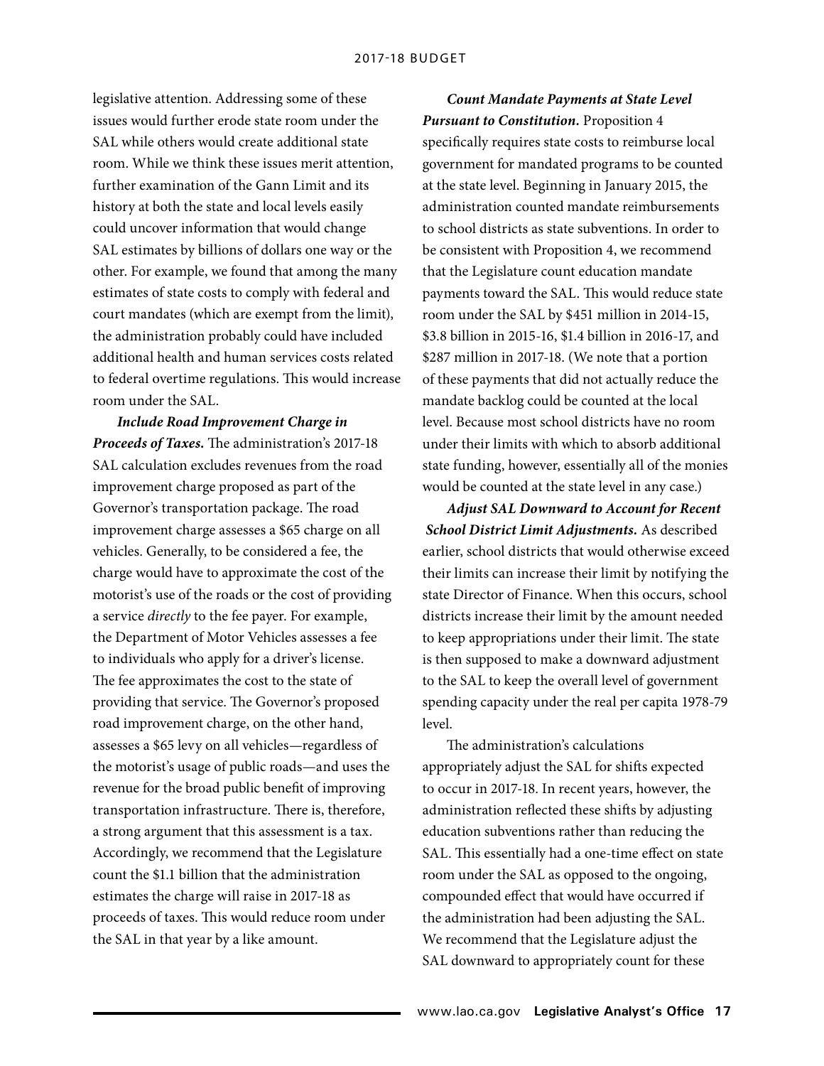legislative attention. Addressing some of these issues would further erode state room under the SAL while others would create additional state room. While we think these issues merit attention, further examination of the Gann Limit and its history at both the state and local levels easily could uncover information that would change SAL estimates by billions of dollars one way or the other. For example, we found that among the many estimates of state costs to comply with federal and court mandates (which are exempt from the limit), the administration probably could have included additional health and human services costs related to federal overtime regulations. This would increase room under the SAL.

***Include Road Improvement Charge in Proceeds of Taxes.*** The administration's 2017-18 SAL calculation excludes revenues from the road improvement charge proposed as part of the Governor's transportation package. The road improvement charge assesses a $65 charge on all vehicles. Generally, to be considered a fee, the charge would have to approximate the cost of the motorist's use of the roads or the cost of providing a service *directly* to the fee payer. For example, the Department of Motor Vehicles assesses a fee to individuals who apply for a driver's license. The fee approximates the cost to the state of providing that service. The Governor's proposed road improvement charge, on the other hand, assesses a $65 levy on all vehicles—regardless of the motorist's usage of public roads—and uses the revenue for the broad public benefit of improving transportation infrastructure. There is, therefore, a strong argument that this assessment is a tax. Accordingly, we recommend that the Legislature count the $1.1 billion that the administration estimates the charge will raise in 2017-18 as proceeds of taxes. This would reduce room under the SAL in that year by a like amount.

***Count Mandate Payments at State Level Pursuant to Constitution.*** Proposition 4 specifically requires state costs to reimburse local government for mandated programs to be counted at the state level. Beginning in January 2015, the administration counted mandate reimbursements to school districts as state subventions. In order to be consistent with Proposition 4, we recommend that the Legislature count education mandate payments toward the SAL. This would reduce state room under the SAL by $451 million in 2014-15, $3.8 billion in 2015-16, $1.4 billion in 2016-17, and $287 million in 2017-18. (We note that a portion of these payments that did not actually reduce the mandate backlog could be counted at the local level. Because most school districts have no room under their limits with which to absorb additional state funding, however, essentially all of the monies would be counted at the state level in any case.)

***Adjust SAL Downward to Account for Recent School District Limit Adjustments.*** As described earlier, school districts that would otherwise exceed their limits can increase their limit by notifying the state Director of Finance. When this occurs, school districts increase their limit by the amount needed to keep appropriations under their limit. The state is then supposed to make a downward adjustment to the SAL to keep the overall level of government spending capacity under the real per capita 1978-79 level.

The administration's calculations appropriately adjust the SAL for shifts expected to occur in 2017-18. In recent years, however, the administration reflected these shifts by adjusting education subventions rather than reducing the SAL. This essentially had a one-time effect on state room under the SAL as opposed to the ongoing, compounded effect that would have occurred if the administration had been adjusting the SAL. We recommend that the Legislature adjust the SAL downward to appropriately count for these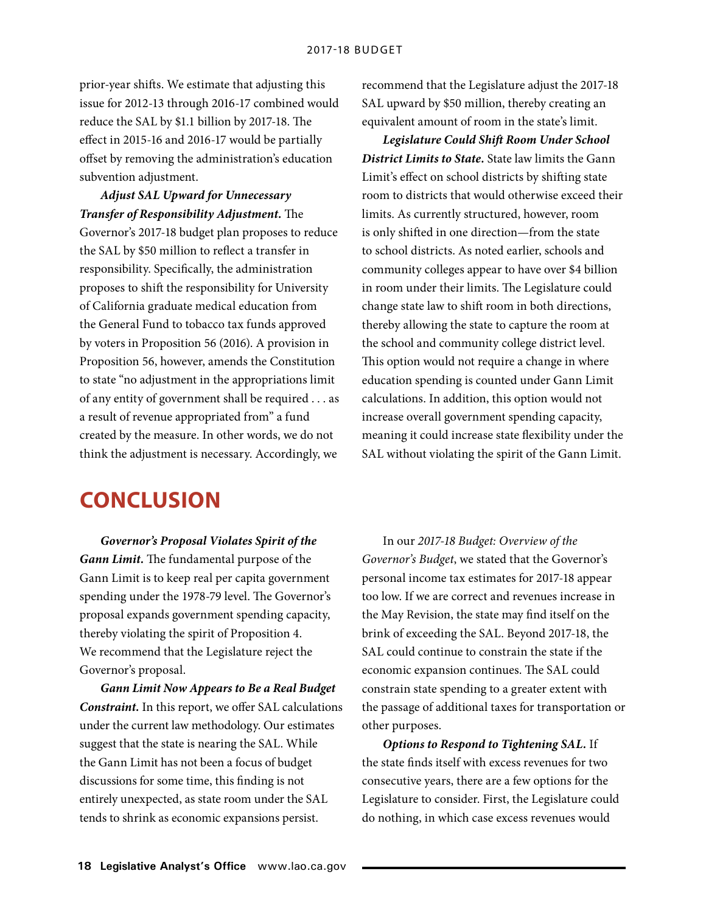prior-year shifts. We estimate that adjusting this issue for 2012-13 through 2016-17 combined would reduce the SAL by $1.1 billion by 2017-18. The effect in 2015-16 and 2016-17 would be partially offset by removing the administration's education subvention adjustment.

***Adjust SAL Upward for Unnecessary Transfer of Responsibility Adjustment.*** The Governor's 2017-18 budget plan proposes to reduce the SAL by $50 million to reflect a transfer in responsibility. Specifically, the administration proposes to shift the responsibility for University of California graduate medical education from the General Fund to tobacco tax funds approved by voters in Proposition 56 (2016). A provision in Proposition 56, however, amends the Constitution to state "no adjustment in the appropriations limit of any entity of government shall be required . . . as a result of revenue appropriated from" a fund created by the measure. In other words, we do not think the adjustment is necessary. Accordingly, we recommend that the Legislature adjust the 2017-18 SAL upward by $50 million, thereby creating an equivalent amount of room in the state's limit.

***Legislature Could Shift Room Under School District Limits to State.*** State law limits the Gann Limit's effect on school districts by shifting state room to districts that would otherwise exceed their limits. As currently structured, however, room is only shifted in one direction—from the state to school districts. As noted earlier, schools and community colleges appear to have over $4 billion in room under their limits. The Legislature could change state law to shift room in both directions, thereby allowing the state to capture the room at the school and community college district level. This option would not require a change in where education spending is counted under Gann Limit calculations. In addition, this option would not increase overall government spending capacity, meaning it could increase state flexibility under the SAL without violating the spirit of the Gann Limit.

# CONCLUSION

***Governor's Proposal Violates Spirit of the Gann Limit.*** The fundamental purpose of the Gann Limit is to keep real per capita government spending under the 1978-79 level. The Governor's proposal expands government spending capacity, thereby violating the spirit of Proposition 4. We recommend that the Legislature reject the Governor's proposal.

***Gann Limit Now Appears to Be a Real Budget Constraint.*** In this report, we offer SAL calculations under the current law methodology. Our estimates suggest that the state is nearing the SAL. While the Gann Limit has not been a focus of budget discussions for some time, this finding is not entirely unexpected, as state room under the SAL tends to shrink as economic expansions persist.

In our *2017-18 Budget: Overview of the Governor's Budget*, we stated that the Governor's personal income tax estimates for 2017-18 appear too low. If we are correct and revenues increase in the May Revision, the state may find itself on the brink of exceeding the SAL. Beyond 2017-18, the SAL could continue to constrain the state if the economic expansion continues. The SAL could constrain state spending to a greater extent with the passage of additional taxes for transportation or other purposes.

***Options to Respond to Tightening SAL.*** If the state finds itself with excess revenues for two consecutive years, there are a few options for the Legislature to consider. First, the Legislature could do nothing, in which case excess revenues would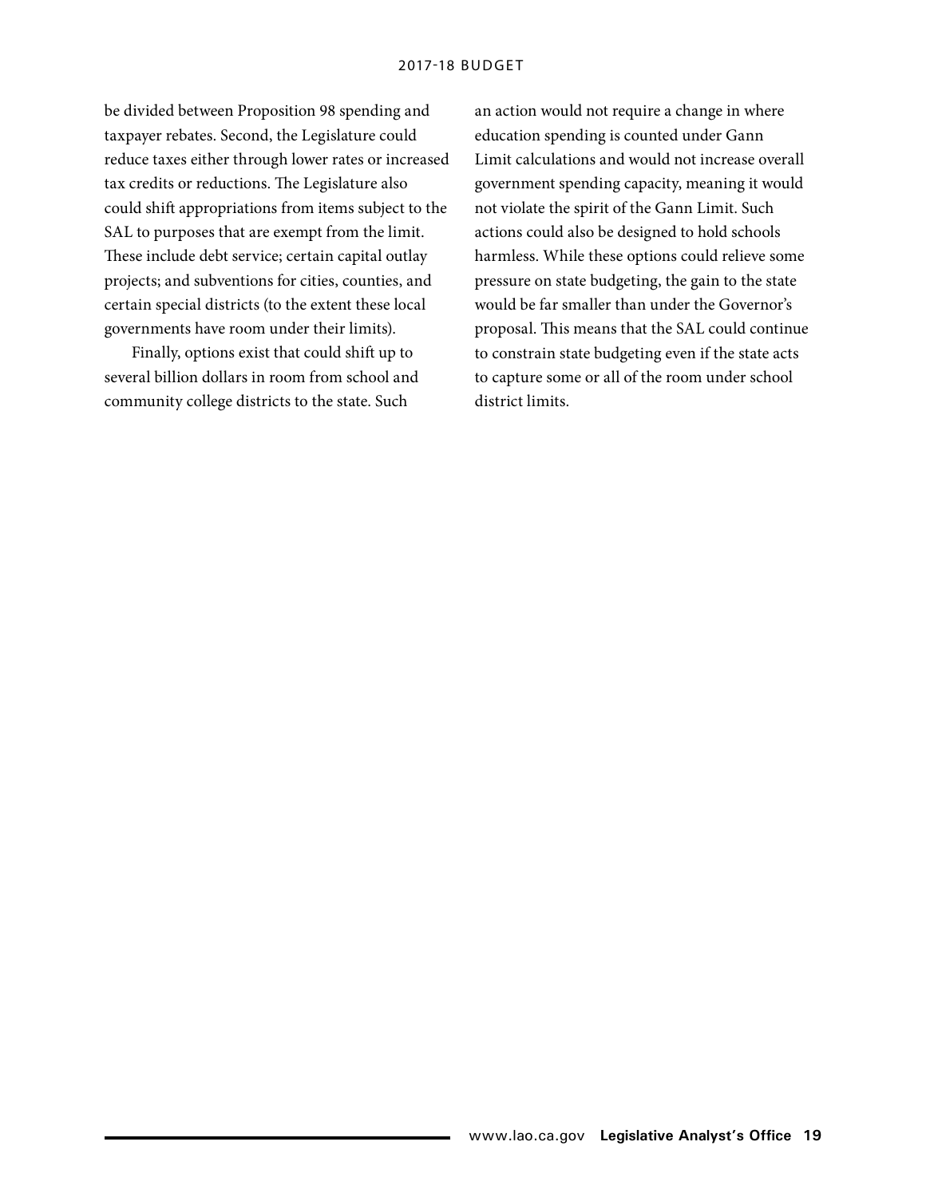be divided between Proposition 98 spending and taxpayer rebates. Second, the Legislature could reduce taxes either through lower rates or increased tax credits or reductions. The Legislature also could shift appropriations from items subject to the SAL to purposes that are exempt from the limit. These include debt service; certain capital outlay projects; and subventions for cities, counties, and certain special districts (to the extent these local governments have room under their limits).

Finally, options exist that could shift up to several billion dollars in room from school and community college districts to the state. Such an action would not require a change in where education spending is counted under Gann Limit calculations and would not increase overall government spending capacity, meaning it would not violate the spirit of the Gann Limit. Such actions could also be designed to hold schools harmless. While these options could relieve some pressure on state budgeting, the gain to the state would be far smaller than under the Governor's proposal. This means that the SAL could continue to constrain state budgeting even if the state acts to capture some or all of the room under school district limits.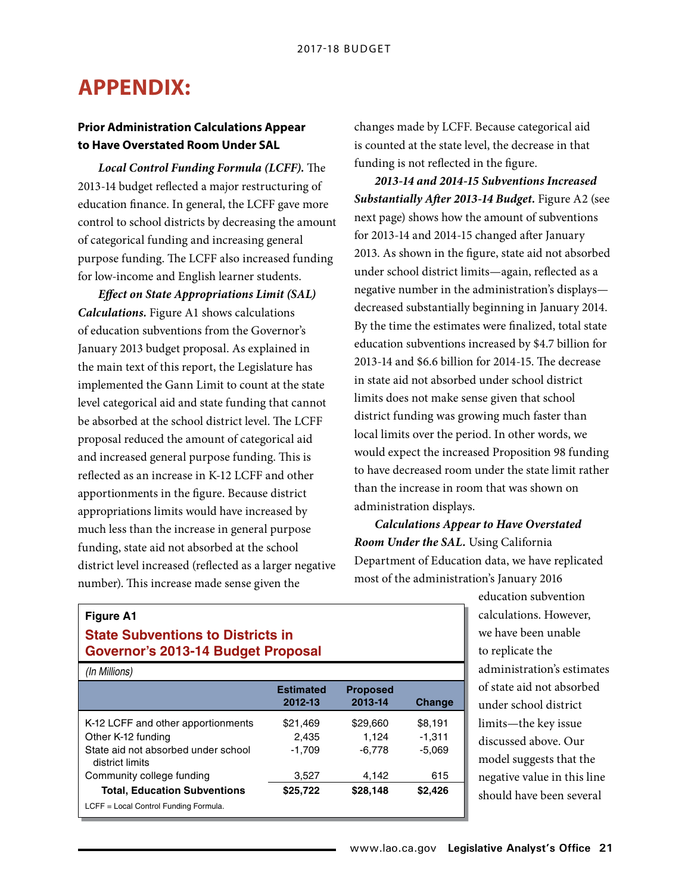# APPENDIX:

**Prior Administration Calculations Appear to Have Overstated Room Under SAL**

***Local Control Funding Formula (LCFF).*** The 2013-14 budget reflected a major restructuring of education finance. In general, the LCFF gave more control to school districts by decreasing the amount of categorical funding and increasing general purpose funding. The LCFF also increased funding for low-income and English learner students.

***Effect on State Appropriations Limit (SAL) Calculations.*** Figure A1 shows calculations of education subventions from the Governor's January 2013 budget proposal. As explained in the main text of this report, the Legislature has implemented the Gann Limit to count at the state level categorical aid and state funding that cannot be absorbed at the school district level. The LCFF proposal reduced the amount of categorical aid and increased general purpose funding. This is reflected as an increase in K-12 LCFF and other apportionments in the figure. Because district appropriations limits would have increased by much less than the increase in general purpose funding, state aid not absorbed at the school district level increased (reflected as a larger negative number). This increase made sense given the changes made by LCFF. Because categorical aid is counted at the state level, the decrease in that funding is not reflected in the figure.

**Figure A1**

**State Subventions to Districts in Governor's 2013-14 Budget Proposal**

*(In Millions)*

| | Estimated 2012-13 | Proposed 2013-14 | Change |
|---|---|---|---|
| K-12 LCFF and other apportionments | $21,469 | $29,660 | $8,191 |
| Other K-12 funding | 2,435 | 1,124 | -1,311 |
| State aid not absorbed under school district limits | -1,709 | -6,778 | -5,069 |
| Community college funding | 3,527 | 4,142 | 615 |
| **Total, Education Subventions** | **$25,722** | **$28,148** | **$2,426** |

LCFF = Local Control Funding Formula.

***2013-14 and 2014-15 Subventions Increased Substantially After 2013-14 Budget.*** Figure A2 (see next page) shows how the amount of subventions for 2013-14 and 2014-15 changed after January 2013. As shown in the figure, state aid not absorbed under school district limits—again, reflected as a negative number in the administration's displays—decreased substantially beginning in January 2014. By the time the estimates were finalized, total state education subventions increased by $4.7 billion for 2013-14 and $6.6 billion for 2014-15. The decrease in state aid not absorbed under school district limits does not make sense given that school district funding was growing much faster than local limits over the period. In other words, we would expect the increased Proposition 98 funding to have decreased room under the state limit rather than the increase in room that was shown on administration displays.

***Calculations Appear to Have Overstated Room Under the SAL.*** Using California Department of Education data, we have replicated most of the administration's January 2016 education subvention calculations. However, we have been unable to replicate the administration's estimates of state aid not absorbed under school district limits—the key issue discussed above. Our model suggests that the negative value in this line should have been several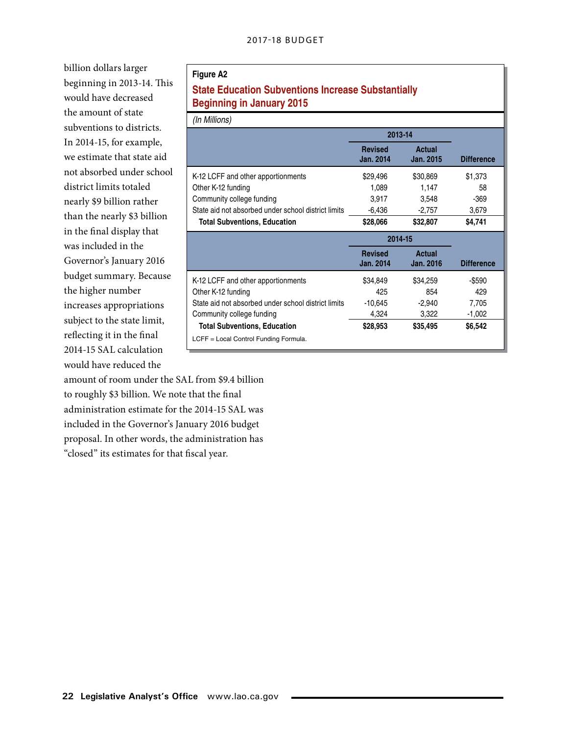billion dollars larger beginning in 2013-14. This would have decreased the amount of state subventions to districts. In 2014-15, for example, we estimate that state aid not absorbed under school district limits totaled nearly $9 billion rather than the nearly $3 billion in the final display that was included in the Governor's January 2016 budget summary. Because the higher number increases appropriations subject to the state limit, reflecting it in the final 2014-15 SAL calculation would have reduced the amount of room under the SAL from $9.4 billion to roughly $3 billion. We note that the final administration estimate for the 2014-15 SAL was included in the Governor's January 2016 budget proposal. In other words, the administration has "closed" its estimates for that fiscal year.

**Figure A2**

**State Education Subventions Increase Substantially Beginning in January 2015**

*(In Millions)*

| | 2013-14 | | |
|---|---|---|---|
| | **Revised Jan. 2014** | **Actual Jan. 2015** | **Difference** |
| K-12 LCFF and other apportionments | $29,496 | $30,869 | $1,373 |
| Other K-12 funding | 1,089 | 1,147 | 58 |
| Community college funding | 3,917 | 3,548 | -369 |
| State aid not absorbed under school district limits | -6,436 | -2,757 | 3,679 |
| **Total Subventions, Education** | **$28,066** | **$32,807** | **$4,741** |
| | **2014-15** | | |
| | **Revised Jan. 2014** | **Actual Jan. 2016** | **Difference** |
| K-12 LCFF and other apportionments | $34,849 | $34,259 | -$590 |
| Other K-12 funding | 425 | 854 | 429 |
| State aid not absorbed under school district limits | -10,645 | -2,940 | 7,705 |
| Community college funding | 4,324 | 3,322 | -1,002 |
| **Total Subventions, Education** | **$28,953** | **$35,495** | **$6,542** |

LCFF = Local Control Funding Formula.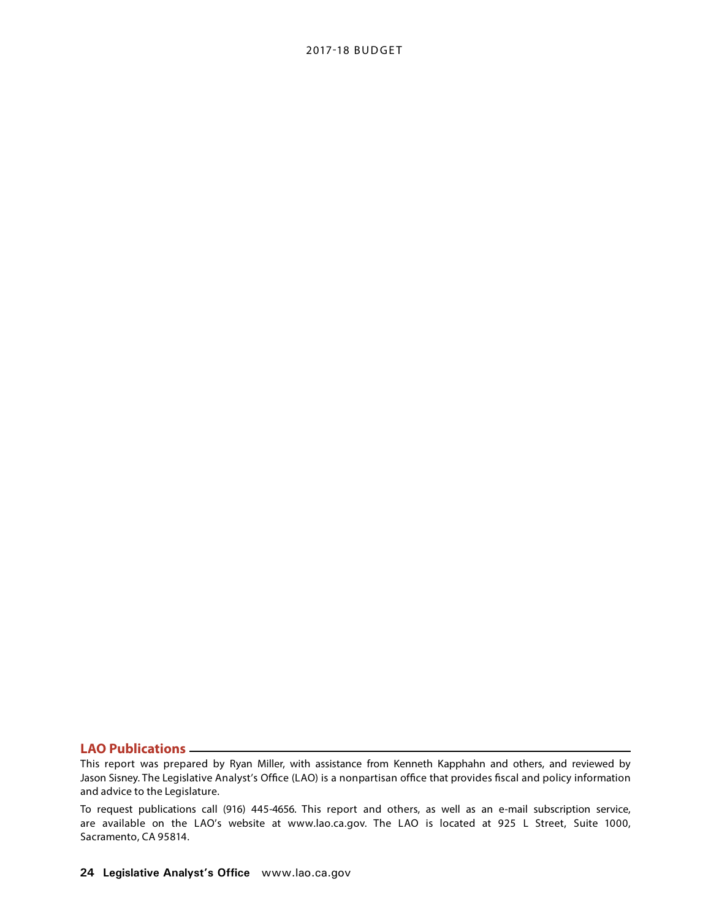## LAO Publications

This report was prepared by Ryan Miller, with assistance from Kenneth Kapphahn and others, and reviewed by Jason Sisney. The Legislative Analyst's Office (LAO) is a nonpartisan office that provides fiscal and policy information and advice to the Legislature.

To request publications call (916) 445-4656. This report and others, as well as an e-mail subscription service, are available on the LAO's website at www.lao.ca.gov. The LAO is located at 925 L Street, Suite 1000, Sacramento, CA 95814.